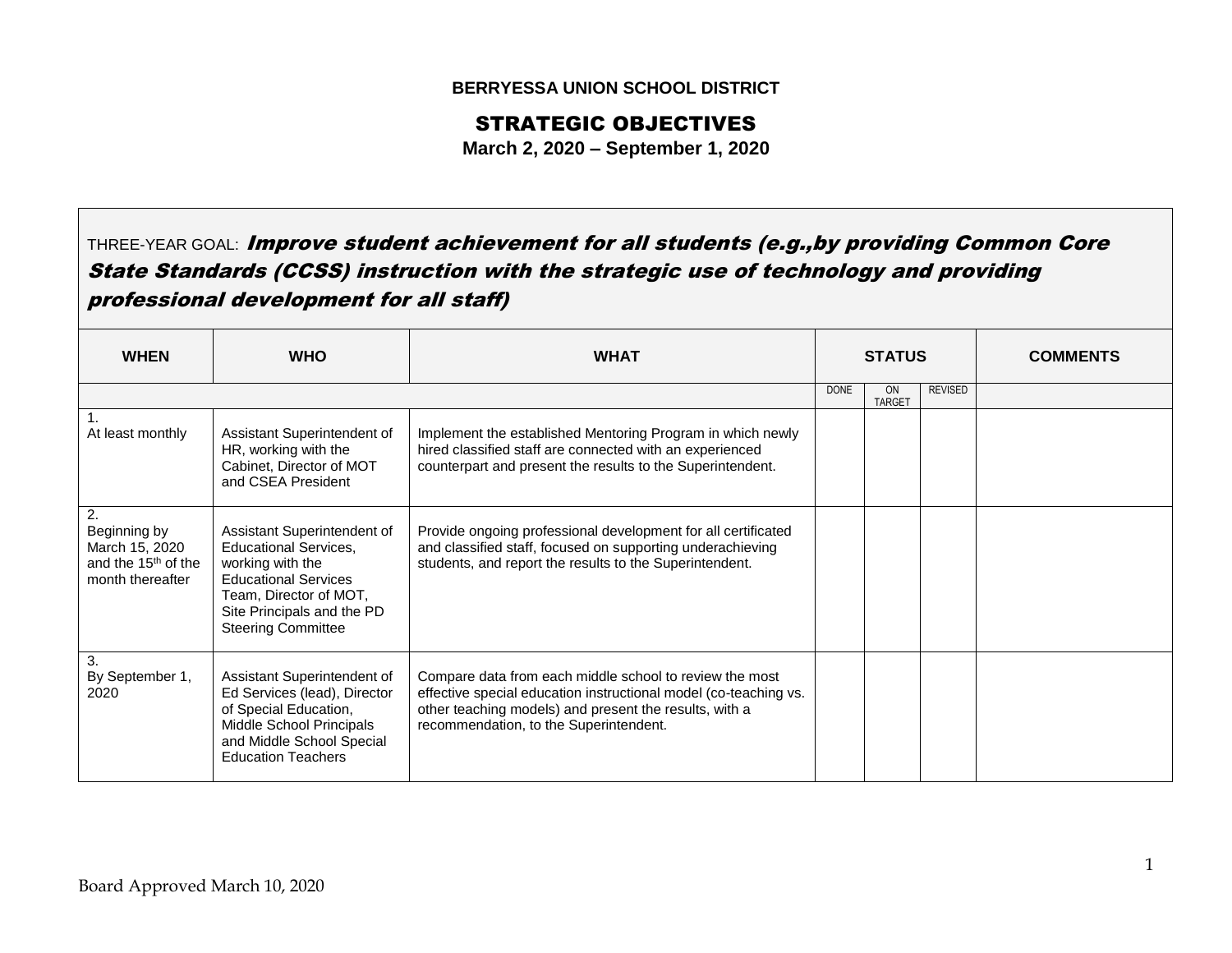**BERRYESSA UNION SCHOOL DISTRICT**

# STRATEGIC OBJECTIVES

**March 2, 2020 – September 1, 2020**

THREE-YEAR GOAL: ***Improve student achievement for all students (e.g.,by providing Common Core State Standards (CCSS) instruction with the strategic use of technology and providing professional development for all staff)***

| WHEN | WHO | WHAT | STATUS | | | COMMENTS |
|---|---|---|---|---|---|---|
| | | | DONE | ON TARGET | REVISED | |
| 1. At least monthly | Assistant Superintendent of HR, working with the Cabinet, Director of MOT and CSEA President | Implement the established Mentoring Program in which newly hired classified staff are connected with an experienced counterpart and present the results to the Superintendent. | | | | |
| 2. Beginning by March 15, 2020 and the 15th of the month thereafter | Assistant Superintendent of Educational Services, working with the Educational Services Team, Director of MOT, Site Principals and the PD Steering Committee | Provide ongoing professional development for all certificated and classified staff, focused on supporting underachieving students, and report the results to the Superintendent. | | | | |
| 3. By September 1, 2020 | Assistant Superintendent of Ed Services (lead), Director of Special Education, Middle School Principals and Middle School Special Education Teachers | Compare data from each middle school to review the most effective special education instructional model (co-teaching vs. other teaching models) and present the results, with a recommendation, to the Superintendent. | | | | |

Board Approved March 10, 2020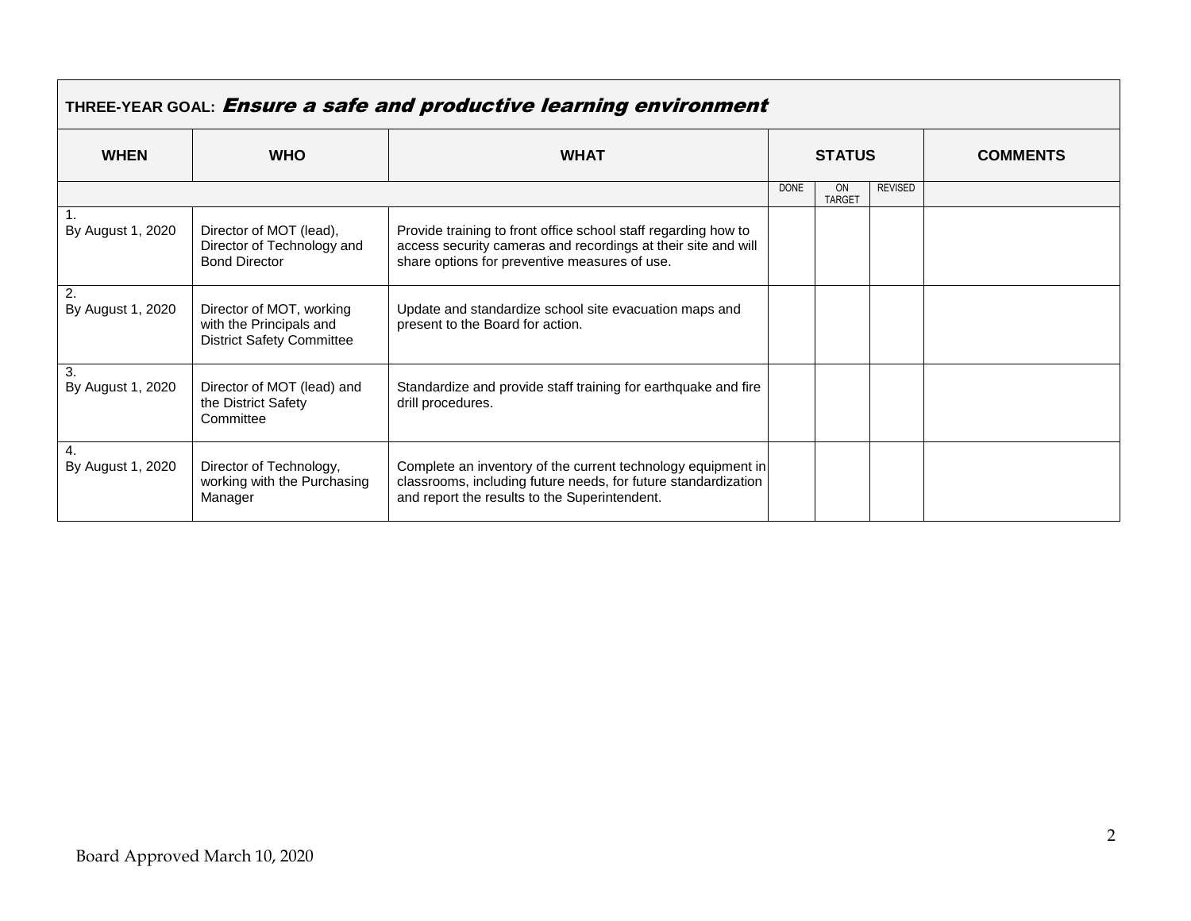**THREE-YEAR GOAL:** ***Ensure a safe and productive learning environment***

| WHEN | WHO | WHAT | STATUS | | | COMMENTS |
|---|---|---|---|---|---|---|
| | | | DONE | ON TARGET | REVISED | |
| 1. By August 1, 2020 | Director of MOT (lead), Director of Technology and Bond Director | Provide training to front office school staff regarding how to access security cameras and recordings at their site and will share options for preventive measures of use. | | | | |
| 2. By August 1, 2020 | Director of MOT, working with the Principals and District Safety Committee | Update and standardize school site evacuation maps and present to the Board for action. | | | | |
| 3. By August 1, 2020 | Director of MOT (lead) and the District Safety Committee | Standardize and provide staff training for earthquake and fire drill procedures. | | | | |
| 4. By August 1, 2020 | Director of Technology, working with the Purchasing Manager | Complete an inventory of the current technology equipment in classrooms, including future needs, for future standardization and report the results to the Superintendent. | | | | |

Board Approved March 10, 2020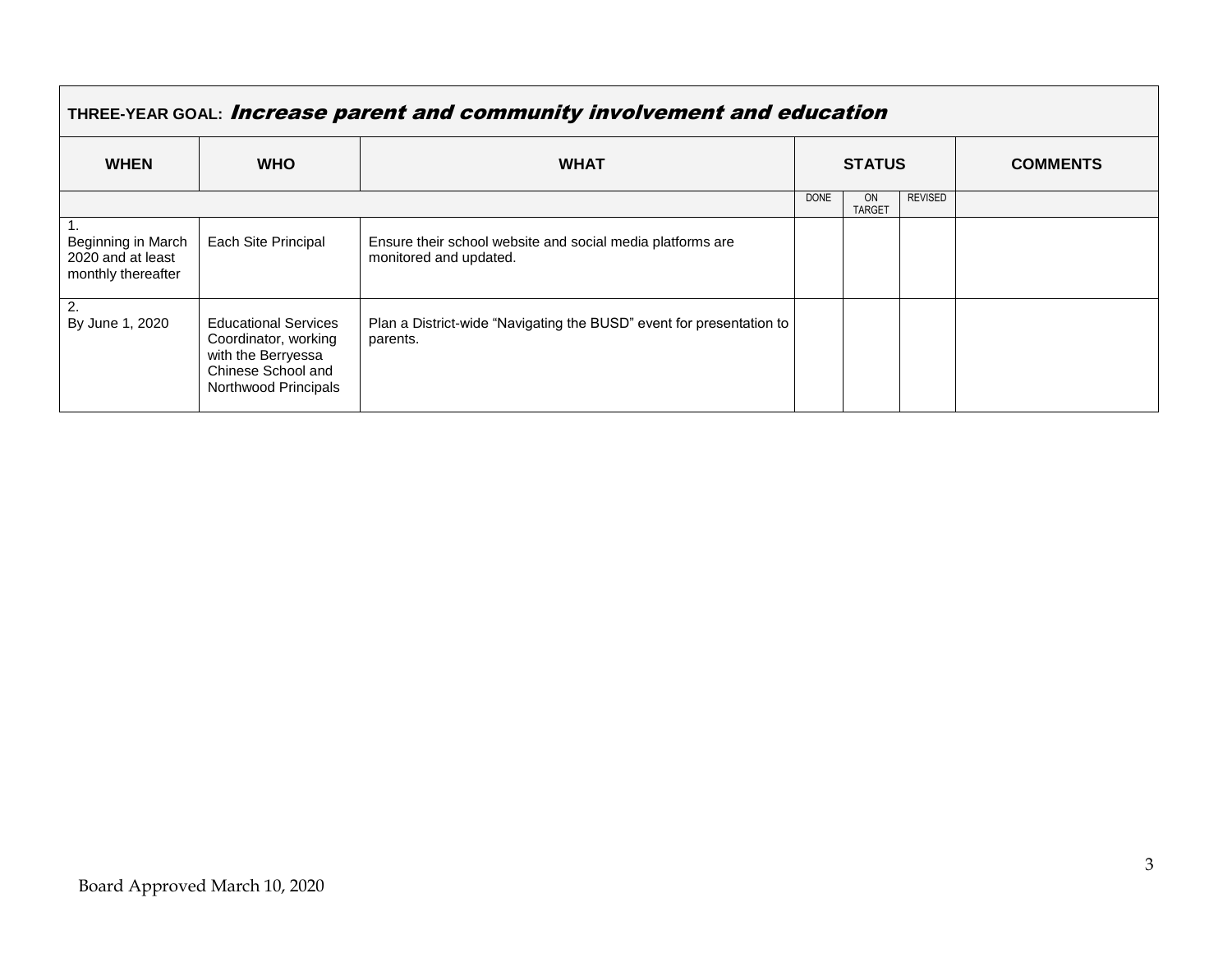**THREE-YEAR GOAL:** ***Increase parent and community involvement and education***

| WHEN | WHO | WHAT | STATUS | | | COMMENTS |
|---|---|---|---|---|---|---|
| | | | DONE | ON TARGET | REVISED | |
| 1. Beginning in March 2020 and at least monthly thereafter | Each Site Principal | Ensure their school website and social media platforms are monitored and updated. | | | | |
| 2. By June 1, 2020 | Educational Services Coordinator, working with the Berryessa Chinese School and Northwood Principals | Plan a District-wide "Navigating the BUSD" event for presentation to parents. | | | | |

Board Approved March 10, 2020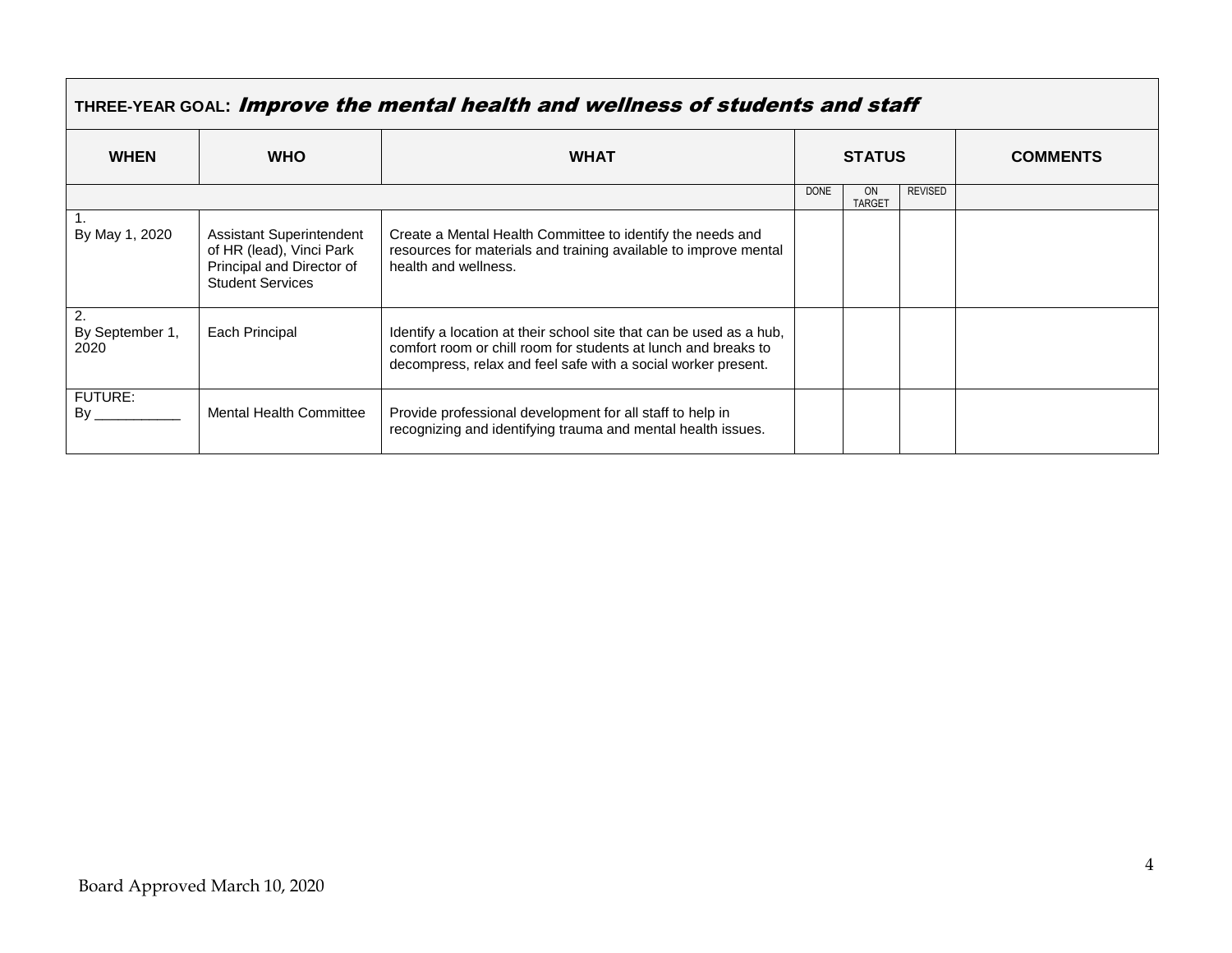| THREE-YEAR GOAL: ***Improve the mental health and wellness of students and staff*** | | | | | | |
|---|---|---|---|---|---|---|
| **WHEN** | **WHO** | **WHAT** | **STATUS** | | | **COMMENTS** |
| | | | DONE | ON TARGET | REVISED | |
| 1. By May 1, 2020 | Assistant Superintendent of HR (lead), Vinci Park Principal and Director of Student Services | Create a Mental Health Committee to identify the needs and resources for materials and training available to improve mental health and wellness. | | | | |
| 2. By September 1, 2020 | Each Principal | Identify a location at their school site that can be used as a hub, comfort room or chill room for students at lunch and breaks to decompress, relax and feel safe with a social worker present. | | | | |
| FUTURE: By ___________ | Mental Health Committee | Provide professional development for all staff to help in recognizing and identifying trauma and mental health issues. | | | | |

Board Approved March 10, 2020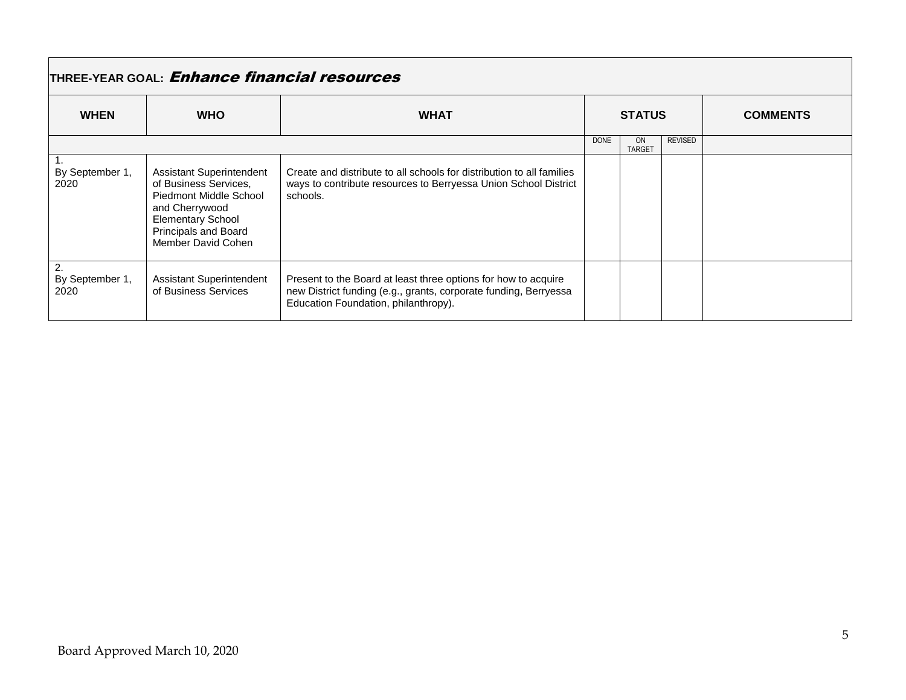| THREE-YEAR GOAL: ***Enhance financial resources*** | | | | | | |
|---|---|---|---|---|---|---|
| **WHEN** | **WHO** | **WHAT** | **STATUS** | | | **COMMENTS** |
| | | | DONE | ON TARGET | REVISED | |
| 1. By September 1, 2020 | Assistant Superintendent of Business Services, Piedmont Middle School and Cherrywood Elementary School Principals and Board Member David Cohen | Create and distribute to all schools for distribution to all families ways to contribute resources to Berryessa Union School District schools. | | | | |
| 2. By September 1, 2020 | Assistant Superintendent of Business Services | Present to the Board at least three options for how to acquire new District funding (e.g., grants, corporate funding, Berryessa Education Foundation, philanthropy). | | | | |

Board Approved March 10, 2020